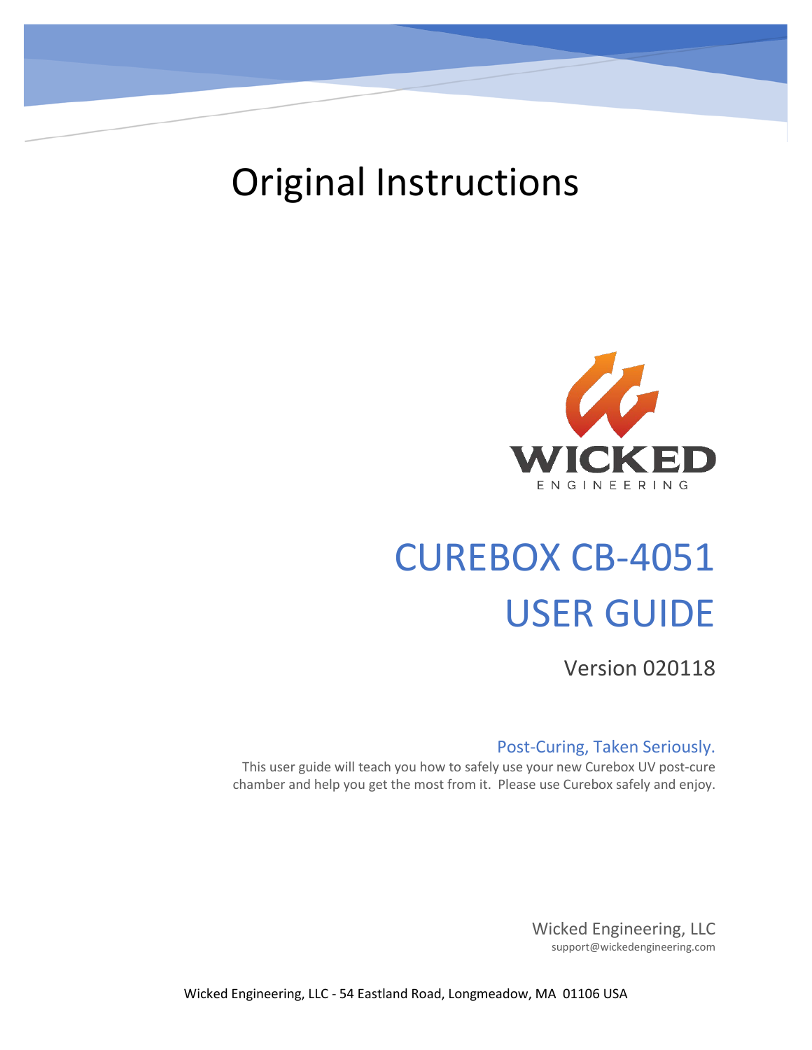# Original Instructions

WICKED
ENGINEERING

# CUREBOX CB-4051 USER GUIDE

Version 020118

## Post-Curing, Taken Seriously.

This user guide will teach you how to safely use your new Curebox UV post-cure chamber and help you get the most from it. Please use Curebox safely and enjoy.

Wicked Engineering, LLC
support@wickedengineering.com

Wicked Engineering, LLC - 54 Eastland Road, Longmeadow, MA 01106 USA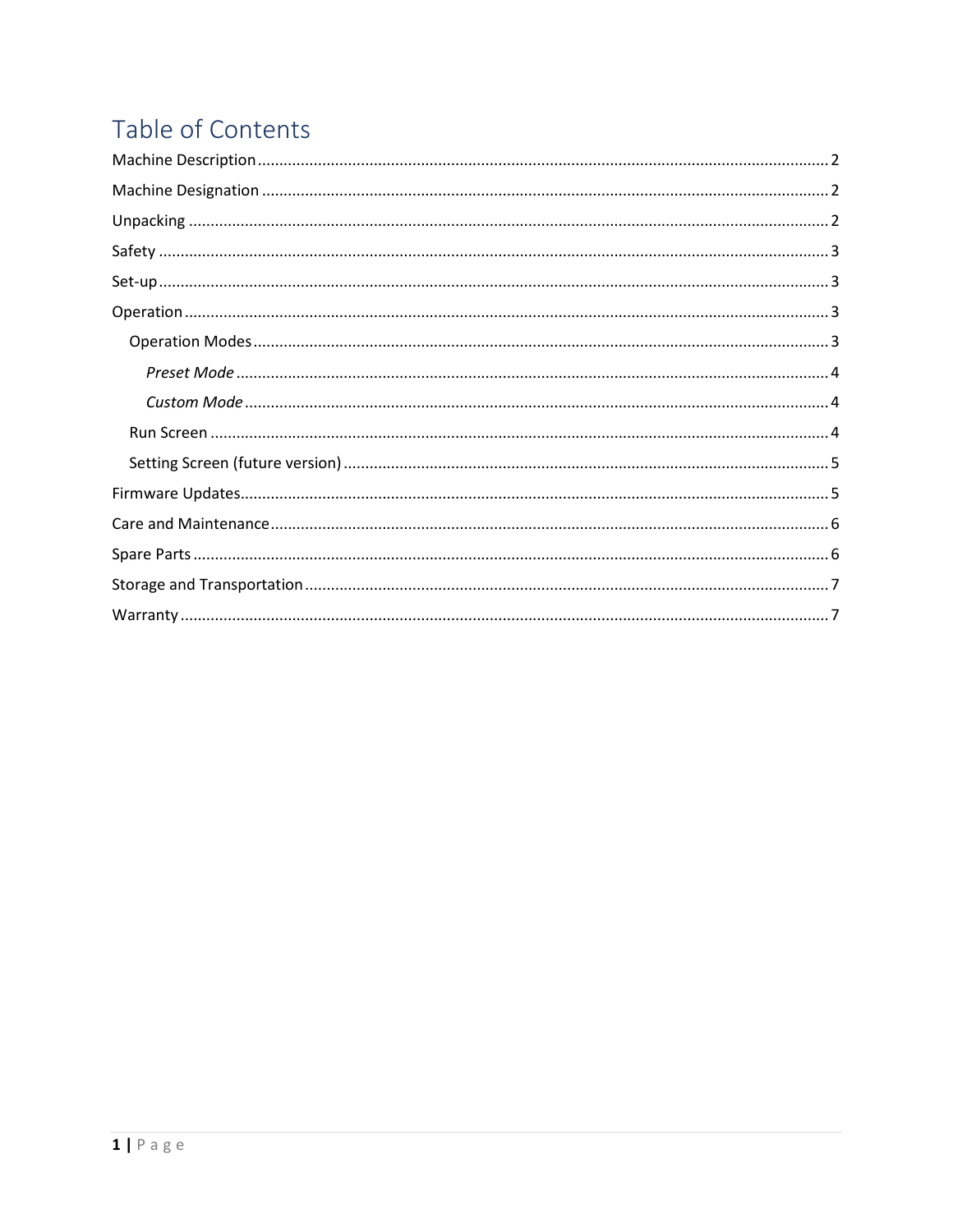# Table of Contents

Machine Description ........ 2

Machine Designation ........ 2

Unpacking ........ 2

Safety ........ 3

Set-up ........ 3

Operation ........ 3

- Operation Modes ........ 3
  - *Preset Mode* ........ 4
  - *Custom Mode* ........ 4
- Run Screen ........ 4
- Setting Screen (future version) ........ 5

Firmware Updates ........ 5

Care and Maintenance ........ 6

Spare Parts ........ 6

Storage and Transportation ........ 7

Warranty ........ 7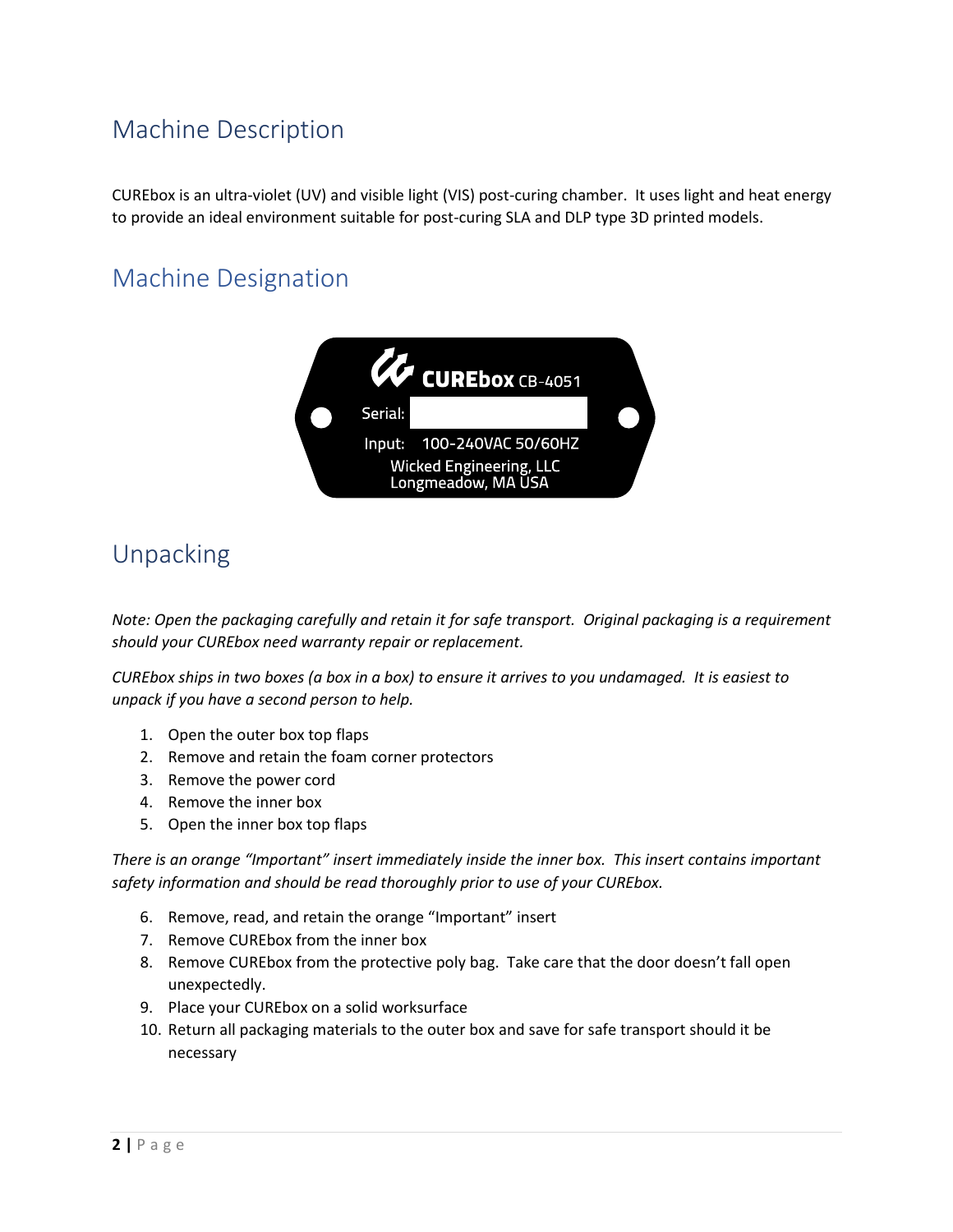## Machine Description

CUREbox is an ultra-violet (UV) and visible light (VIS) post-curing chamber. It uses light and heat energy to provide an ideal environment suitable for post-curing SLA and DLP type 3D printed models.

## Machine Designation

CUREbox CB-4051

Serial:

Input: 100-240VAC 50/60HZ

Wicked Engineering, LLC
Longmeadow, MA USA

## Unpacking

*Note: Open the packaging carefully and retain it for safe transport. Original packaging is a requirement should your CUREbox need warranty repair or replacement.*

*CUREbox ships in two boxes (a box in a box) to ensure it arrives to you undamaged. It is easiest to unpack if you have a second person to help.*

1. Open the outer box top flaps
2. Remove and retain the foam corner protectors
3. Remove the power cord
4. Remove the inner box
5. Open the inner box top flaps

*There is an orange "Important" insert immediately inside the inner box. This insert contains important safety information and should be read thoroughly prior to use of your CUREbox.*

6. Remove, read, and retain the orange "Important" insert
7. Remove CUREbox from the inner box
8. Remove CUREbox from the protective poly bag. Take care that the door doesn't fall open unexpectedly.
9. Place your CUREbox on a solid worksurface
10. Return all packaging materials to the outer box and save for safe transport should it be necessary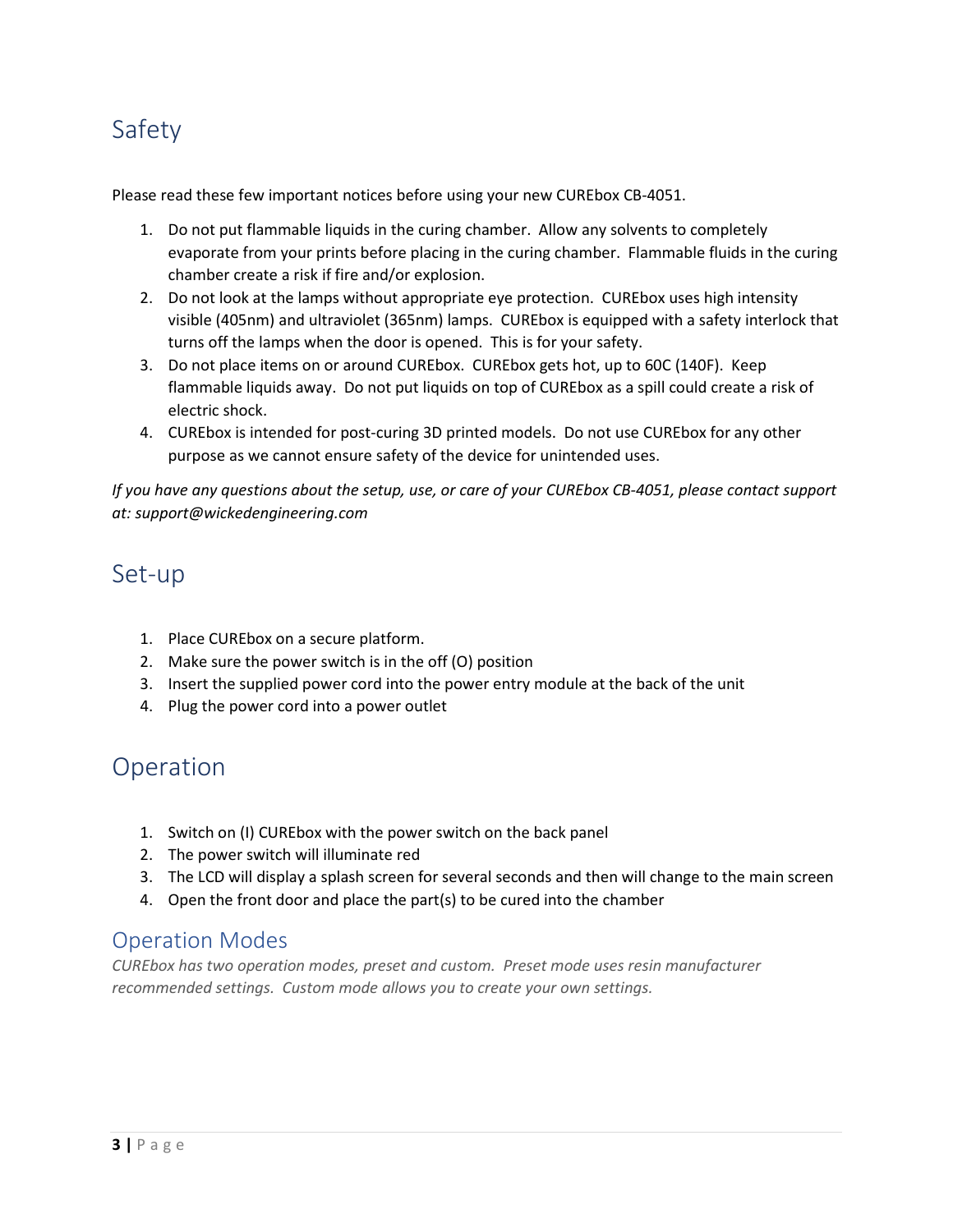# Safety

Please read these few important notices before using your new CUREbox CB-4051.

1. Do not put flammable liquids in the curing chamber. Allow any solvents to completely evaporate from your prints before placing in the curing chamber. Flammable fluids in the curing chamber create a risk if fire and/or explosion.
2. Do not look at the lamps without appropriate eye protection. CUREbox uses high intensity visible (405nm) and ultraviolet (365nm) lamps. CUREbox is equipped with a safety interlock that turns off the lamps when the door is opened. This is for your safety.
3. Do not place items on or around CUREbox. CUREbox gets hot, up to 60C (140F). Keep flammable liquids away. Do not put liquids on top of CUREbox as a spill could create a risk of electric shock.
4. CUREbox is intended for post-curing 3D printed models. Do not use CUREbox for any other purpose as we cannot ensure safety of the device for unintended uses.

*If you have any questions about the setup, use, or care of your CUREbox CB-4051, please contact support at: support@wickedengineering.com*

# Set-up

1. Place CUREbox on a secure platform.
2. Make sure the power switch is in the off (O) position
3. Insert the supplied power cord into the power entry module at the back of the unit
4. Plug the power cord into a power outlet

# Operation

1. Switch on (I) CUREbox with the power switch on the back panel
2. The power switch will illuminate red
3. The LCD will display a splash screen for several seconds and then will change to the main screen
4. Open the front door and place the part(s) to be cured into the chamber

## Operation Modes

*CUREbox has two operation modes, preset and custom. Preset mode uses resin manufacturer recommended settings. Custom mode allows you to create your own settings.*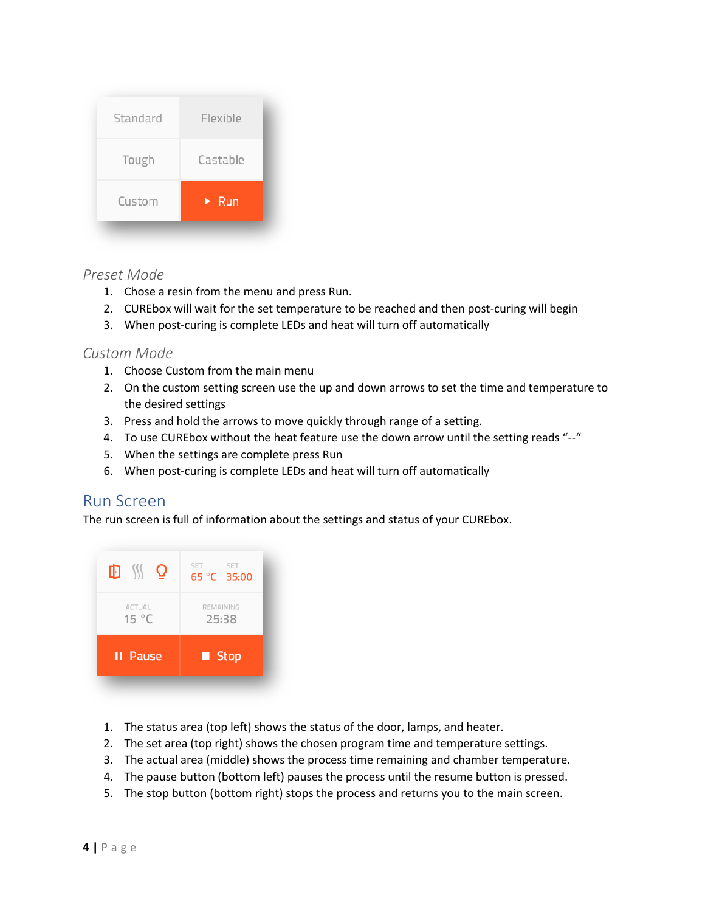| Standard | Flexible |
| --- | --- |
| Tough | Castable |
| Custom | ▶ Run |

### *Preset Mode*

1. Chose a resin from the menu and press Run.
2. CUREbox will wait for the set temperature to be reached and then post-curing will begin
3. When post-curing is complete LEDs and heat will turn off automatically

### *Custom Mode*

1. Choose Custom from the main menu
2. On the custom setting screen use the up and down arrows to set the time and temperature to the desired settings
3. Press and hold the arrows to move quickly through range of a setting.
4. To use CUREbox without the heat feature use the down arrow until the setting reads "--"
5. When the settings are complete press Run
6. When post-curing is complete LEDs and heat will turn off automatically

## Run Screen

The run screen is full of information about the settings and status of your CUREbox.

| (status icons) | SET 65 °C SET 35:00 |
| --- | --- |
| ACTUAL 15 °C | REMAINING 25:38 |
| ❚❚ Pause | ■ Stop |

1. The status area (top left) shows the status of the door, lamps, and heater.
2. The set area (top right) shows the chosen program time and temperature settings.
3. The actual area (middle) shows the process time remaining and chamber temperature.
4. The pause button (bottom left) pauses the process until the resume button is pressed.
5. The stop button (bottom right) stops the process and returns you to the main screen.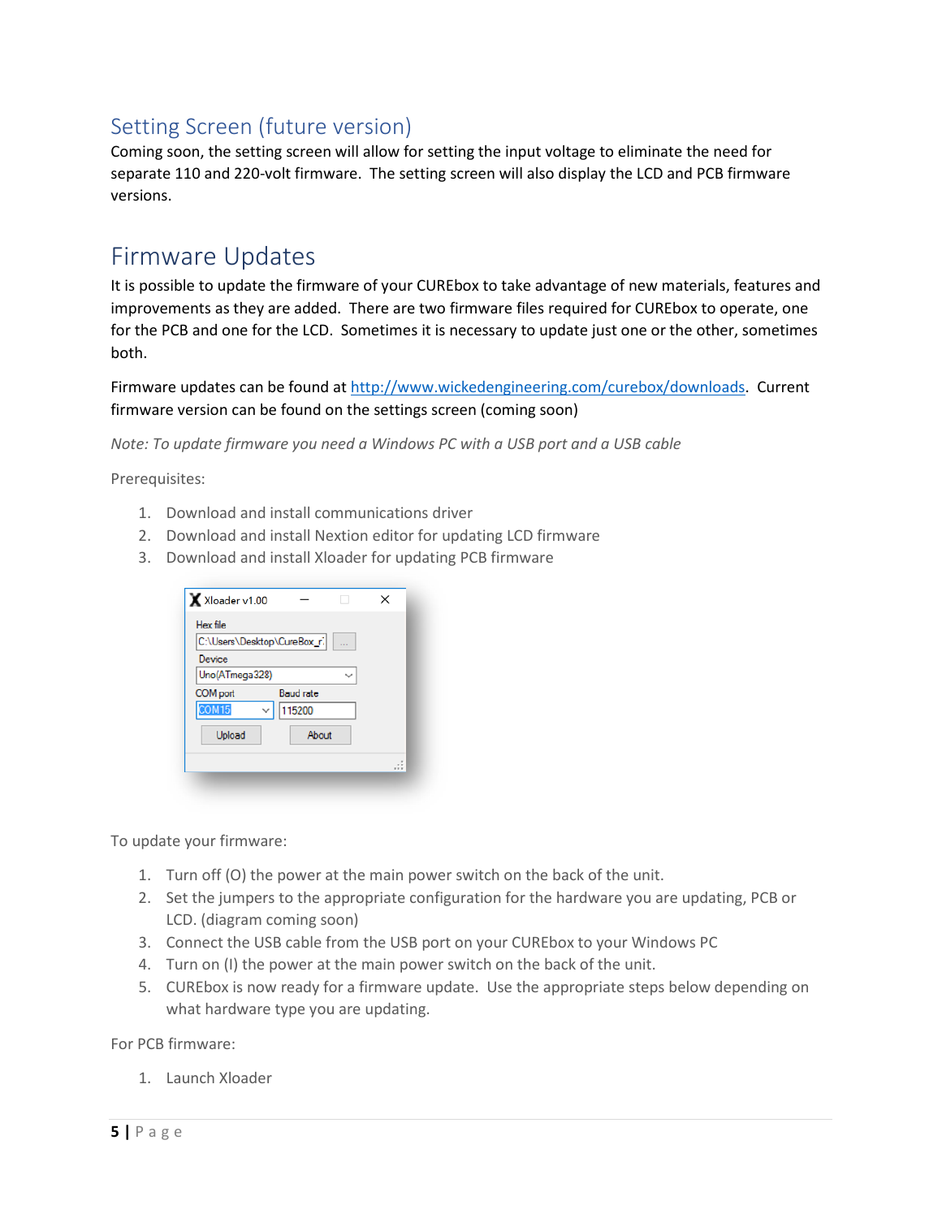## Setting Screen (future version)

Coming soon, the setting screen will allow for setting the input voltage to eliminate the need for separate 110 and 220-volt firmware. The setting screen will also display the LCD and PCB firmware versions.

# Firmware Updates

It is possible to update the firmware of your CUREbox to take advantage of new materials, features and improvements as they are added. There are two firmware files required for CUREbox to operate, one for the PCB and one for the LCD. Sometimes it is necessary to update just one or the other, sometimes both.

Firmware updates can be found at [http://www.wickedengineering.com/curebox/downloads](http://www.wickedengineering.com/curebox/downloads). Current firmware version can be found on the settings screen (coming soon)

*Note: To update firmware you need a Windows PC with a USB port and a USB cable*

Prerequisites:

1. Download and install communications driver
2. Download and install Nextion editor for updating LCD firmware
3. Download and install Xloader for updating PCB firmware

To update your firmware:

1. Turn off (O) the power at the main power switch on the back of the unit.
2. Set the jumpers to the appropriate configuration for the hardware you are updating, PCB or LCD. (diagram coming soon)
3. Connect the USB cable from the USB port on your CUREbox to your Windows PC
4. Turn on (I) the power at the main power switch on the back of the unit.
5. CUREbox is now ready for a firmware update. Use the appropriate steps below depending on what hardware type you are updating.

For PCB firmware:

1. Launch Xloader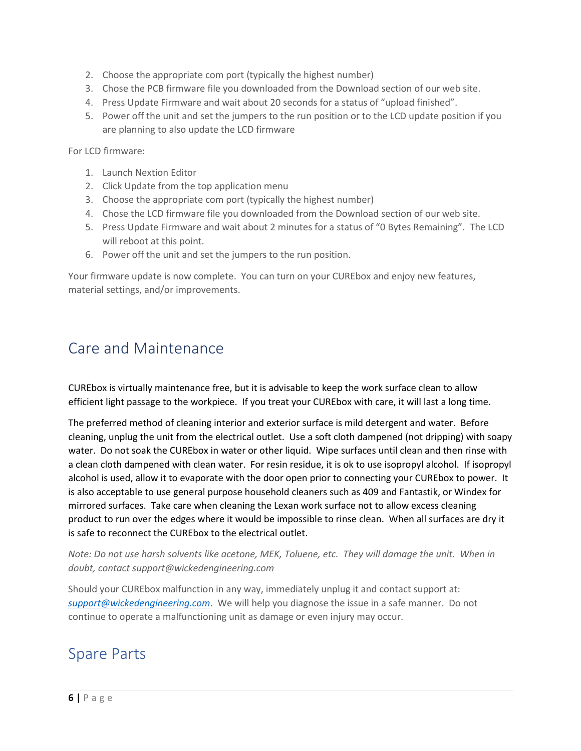2. Choose the appropriate com port (typically the highest number)
3. Chose the PCB firmware file you downloaded from the Download section of our web site.
4. Press Update Firmware and wait about 20 seconds for a status of "upload finished".
5. Power off the unit and set the jumpers to the run position or to the LCD update position if you are planning to also update the LCD firmware

For LCD firmware:

1. Launch Nextion Editor
2. Click Update from the top application menu
3. Choose the appropriate com port (typically the highest number)
4. Chose the LCD firmware file you downloaded from the Download section of our web site.
5. Press Update Firmware and wait about 2 minutes for a status of "0 Bytes Remaining". The LCD will reboot at this point.
6. Power off the unit and set the jumpers to the run position.

Your firmware update is now complete. You can turn on your CUREbox and enjoy new features, material settings, and/or improvements.

# Care and Maintenance

CUREbox is virtually maintenance free, but it is advisable to keep the work surface clean to allow efficient light passage to the workpiece. If you treat your CUREbox with care, it will last a long time.

The preferred method of cleaning interior and exterior surface is mild detergent and water. Before cleaning, unplug the unit from the electrical outlet. Use a soft cloth dampened (not dripping) with soapy water. Do not soak the CUREbox in water or other liquid. Wipe surfaces until clean and then rinse with a clean cloth dampened with clean water. For resin residue, it is ok to use isopropyl alcohol. If isopropyl alcohol is used, allow it to evaporate with the door open prior to connecting your CUREbox to power. It is also acceptable to use general purpose household cleaners such as 409 and Fantastik, or Windex for mirrored surfaces. Take care when cleaning the Lexan work surface not to allow excess cleaning product to run over the edges where it would be impossible to rinse clean. When all surfaces are dry it is safe to reconnect the CUREbox to the electrical outlet.

*Note: Do not use harsh solvents like acetone, MEK, Toluene, etc. They will damage the unit. When in doubt, contact support@wickedengineering.com*

Should your CUREbox malfunction in any way, immediately unplug it and contact support at: *support@wickedengineering.com*. We will help you diagnose the issue in a safe manner. Do not continue to operate a malfunctioning unit as damage or even injury may occur.

# Spare Parts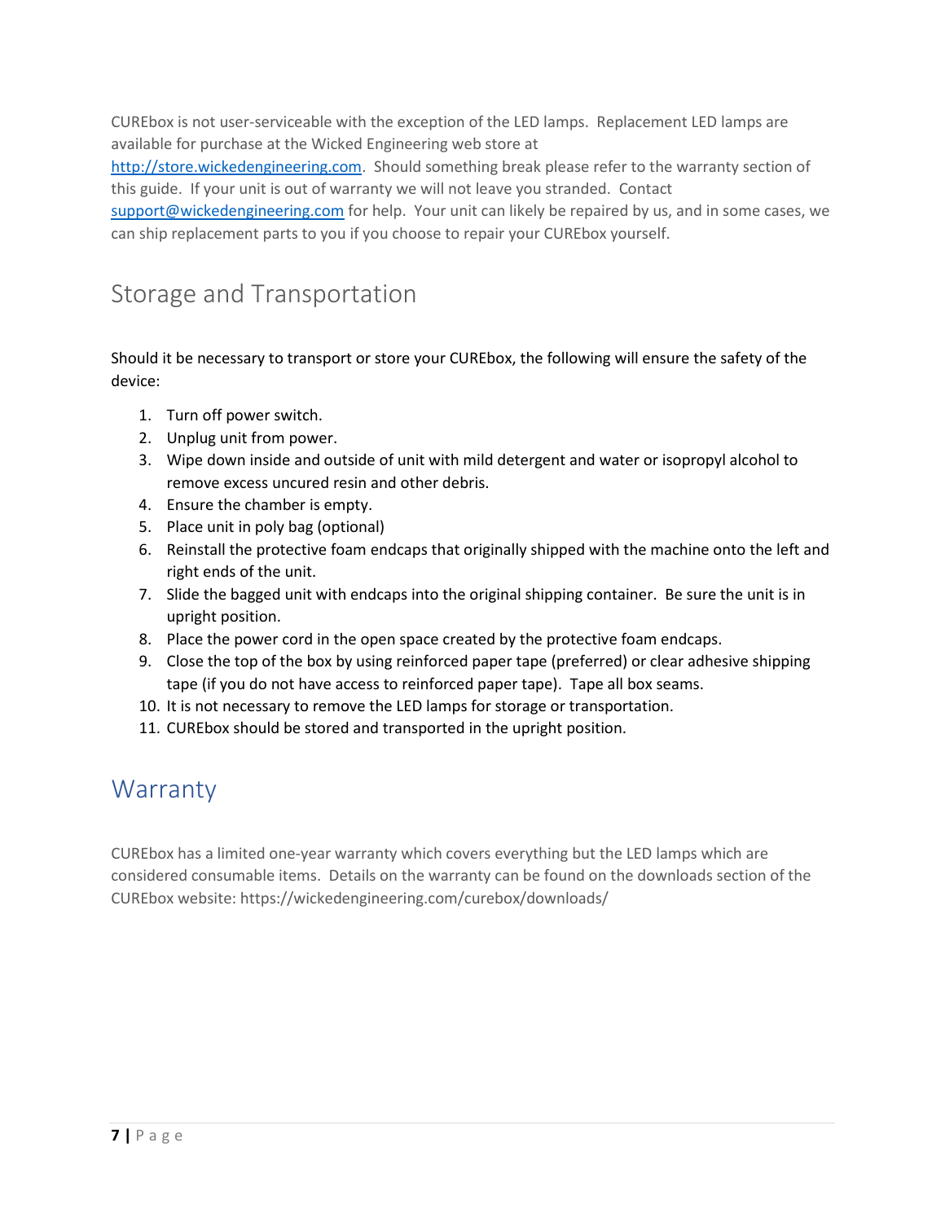CUREbox is not user-serviceable with the exception of the LED lamps. Replacement LED lamps are available for purchase at the Wicked Engineering web store at [http://store.wickedengineering.com](http://store.wickedengineering.com). Should something break please refer to the warranty section of this guide. If your unit is out of warranty we will not leave you stranded. Contact [support@wickedengineering.com](mailto:support@wickedengineering.com) for help. Your unit can likely be repaired by us, and in some cases, we can ship replacement parts to you if you choose to repair your CUREbox yourself.

## Storage and Transportation

Should it be necessary to transport or store your CUREbox, the following will ensure the safety of the device:

1. Turn off power switch.
2. Unplug unit from power.
3. Wipe down inside and outside of unit with mild detergent and water or isopropyl alcohol to remove excess uncured resin and other debris.
4. Ensure the chamber is empty.
5. Place unit in poly bag (optional)
6. Reinstall the protective foam endcaps that originally shipped with the machine onto the left and right ends of the unit.
7. Slide the bagged unit with endcaps into the original shipping container. Be sure the unit is in upright position.
8. Place the power cord in the open space created by the protective foam endcaps.
9. Close the top of the box by using reinforced paper tape (preferred) or clear adhesive shipping tape (if you do not have access to reinforced paper tape). Tape all box seams.
10. It is not necessary to remove the LED lamps for storage or transportation.
11. CUREbox should be stored and transported in the upright position.

# Warranty

CUREbox has a limited one-year warranty which covers everything but the LED lamps which are considered consumable items. Details on the warranty can be found on the downloads section of the CUREbox website: https://wickedengineering.com/curebox/downloads/